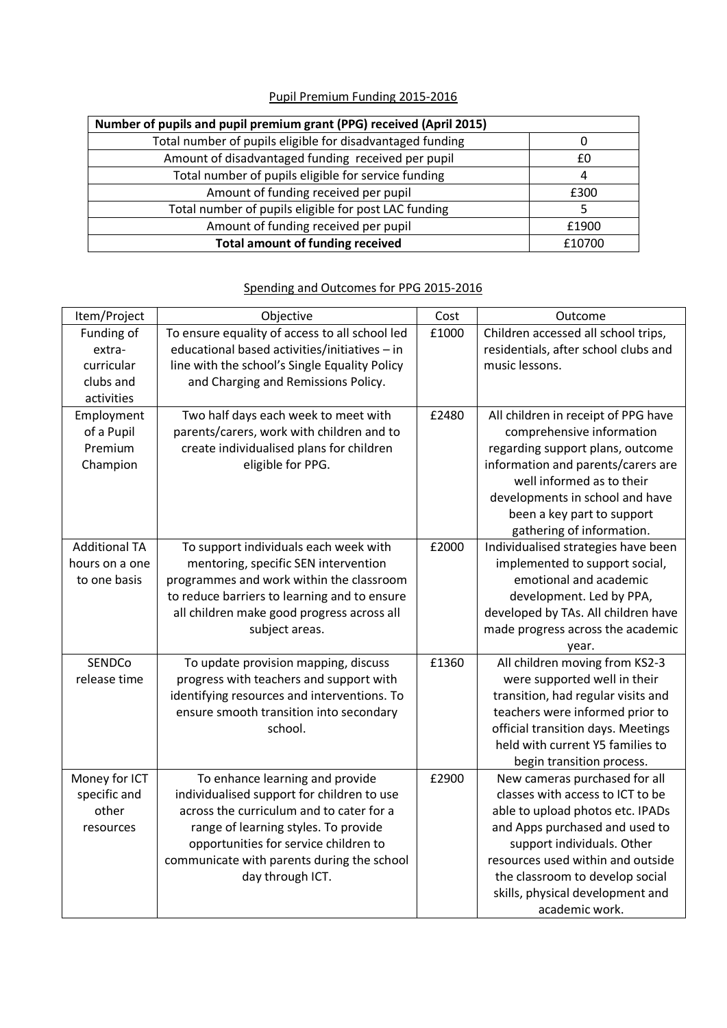## Pupil Premium Funding 2015-2016

| Number of pupils and pupil premium grant (PPG) received (April 2015) | |
|---|---|
| Total number of pupils eligible for disadvantaged funding | 0 |
| Amount of disadvantaged funding received per pupil | £0 |
| Total number of pupils eligible for service funding | 4 |
| Amount of funding received per pupil | £300 |
| Total number of pupils eligible for post LAC funding | 5 |
| Amount of funding received per pupil | £1900 |
| **Total amount of funding received** | £10700 |

## Spending and Outcomes for PPG 2015-2016

| Item/Project | Objective | Cost | Outcome |
|---|---|---|---|
| Funding of extra-curricular clubs and activities | To ensure equality of access to all school led educational based activities/initiatives – in line with the school's Single Equality Policy and Charging and Remissions Policy. | £1000 | Children accessed all school trips, residentials, after school clubs and music lessons. |
| Employment of a Pupil Premium Champion | Two half days each week to meet with parents/carers, work with children and to create individualised plans for children eligible for PPG. | £2480 | All children in receipt of PPG have comprehensive information regarding support plans, outcome information and parents/carers are well informed as to their developments in school and have been a key part to support gathering of information. |
| Additional TA hours on a one to one basis | To support individuals each week with mentoring, specific SEN intervention programmes and work within the classroom to reduce barriers to learning and to ensure all children make good progress across all subject areas. | £2000 | Individualised strategies have been implemented to support social, emotional and academic development. Led by PPA, developed by TAs. All children have made progress across the academic year. |
| SENDCo release time | To update provision mapping, discuss progress with teachers and support with identifying resources and interventions. To ensure smooth transition into secondary school. | £1360 | All children moving from KS2-3 were supported well in their transition, had regular visits and teachers were informed prior to official transition days. Meetings held with current Y5 families to begin transition process. |
| Money for ICT specific and other resources | To enhance learning and provide individualised support for children to use across the curriculum and to cater for a range of learning styles. To provide opportunities for service children to communicate with parents during the school day through ICT. | £2900 | New cameras purchased for all classes with access to ICT to be able to upload photos etc. IPADs and Apps purchased and used to support individuals. Other resources used within and outside the classroom to develop social skills, physical development and academic work. |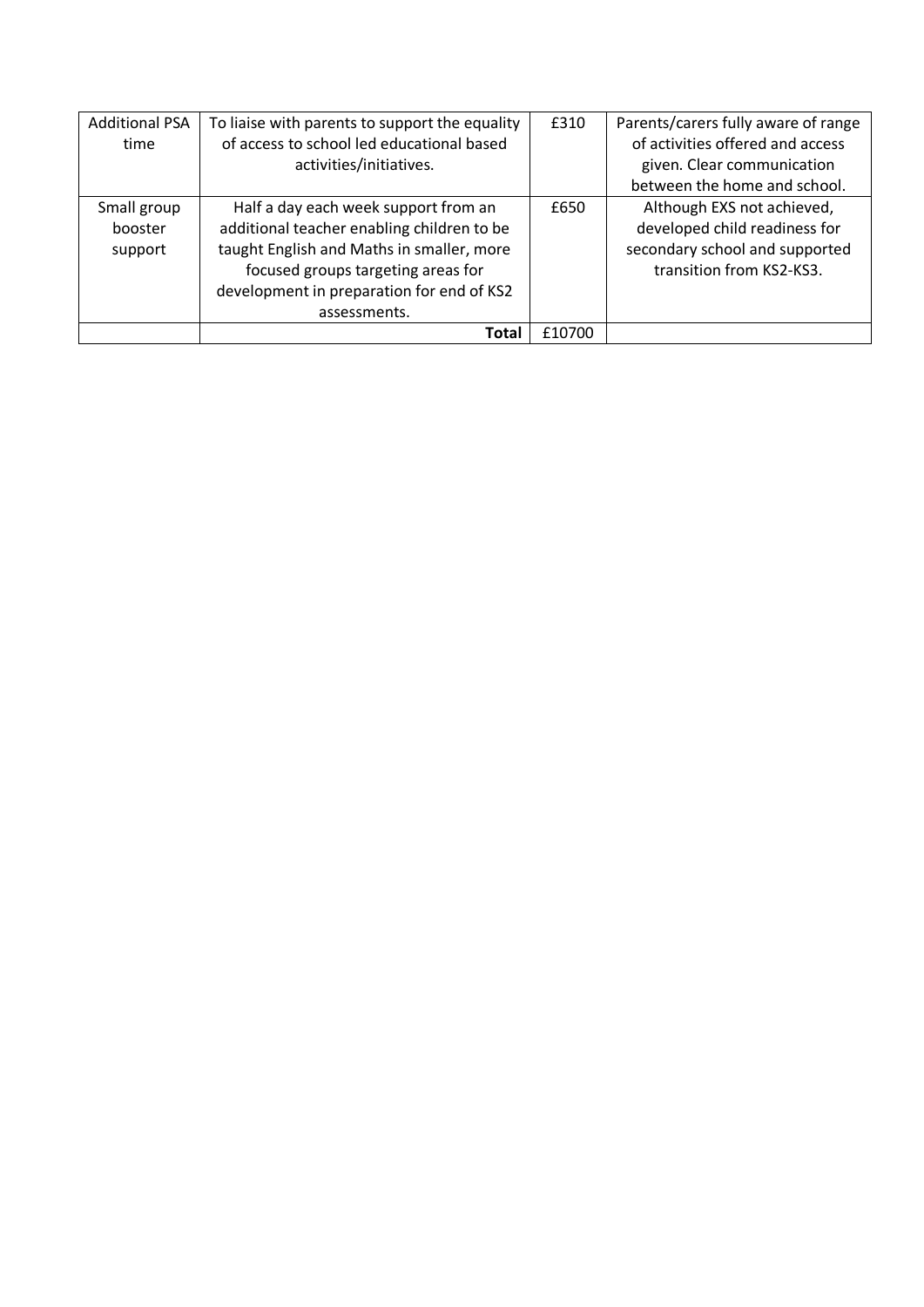| | | | |
|---|---|---|---|
| Additional PSA time | To liaise with parents to support the equality of access to school led educational based activities/initiatives. | £310 | Parents/carers fully aware of range of activities offered and access given. Clear communication between the home and school. |
| Small group booster support | Half a day each week support from an additional teacher enabling children to be taught English and Maths in smaller, more focused groups targeting areas for development in preparation for end of KS2 assessments. | £650 | Although EXS not achieved, developed child readiness for secondary school and supported transition from KS2-KS3. |
| | **Total** | £10700 | |